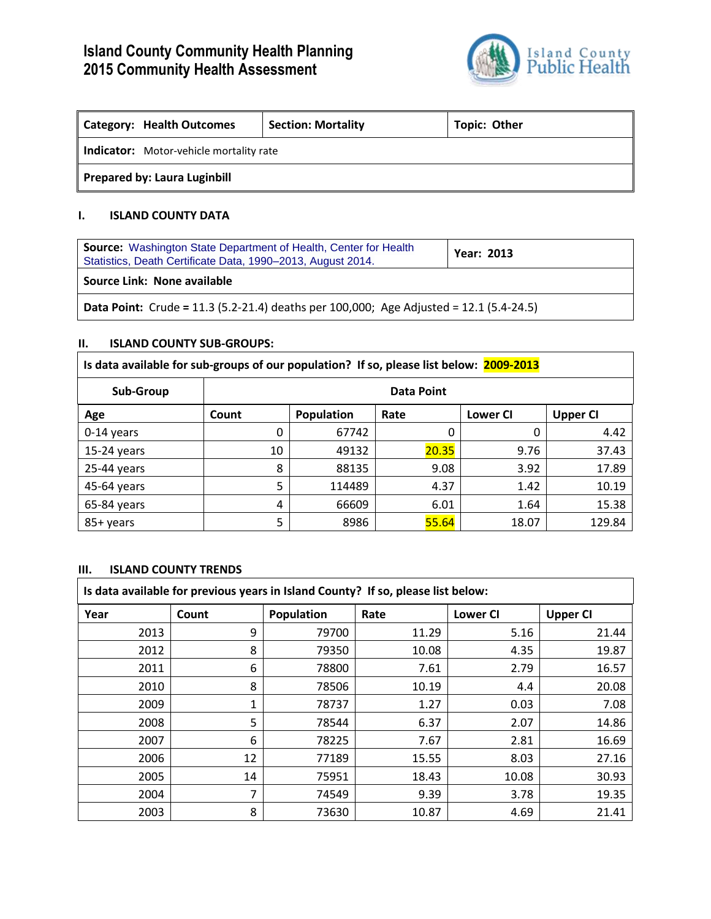# Island County Community Health Planning
# 2015 Community Health Assessment

| Category: Health Outcomes | Section: Mortality | Topic: Other |
|---|---|---|
| **Indicator:** Motor-vehicle mortality rate | | |
| **Prepared by: Laura Luginbill** | | |

## I. ISLAND COUNTY DATA

| **Source:** Washington State Department of Health, Center for Health Statistics, Death Certificate Data, 1990–2013, August 2014. | **Year: 2013** |
|---|---|
| **Source Link: None available** | |
| **Data Point:** Crude = 11.3 (5.2-21.4) deaths per 100,000; Age Adjusted = 12.1 (5.4-24.5) | |

## II. ISLAND COUNTY SUB-GROUPS:

**Is data available for sub-groups of our population? If so, please list below: 2009-2013**

| Sub-Group | Data Point | | | | |
|---|---|---|---|---|---|
| **Age** | **Count** | **Population** | **Rate** | **Lower CI** | **Upper CI** |
| 0-14 years | 0 | 67742 | 0 | 0 | 4.42 |
| 15-24 years | 10 | 49132 | 20.35 | 9.76 | 37.43 |
| 25-44 years | 8 | 88135 | 9.08 | 3.92 | 17.89 |
| 45-64 years | 5 | 114489 | 4.37 | 1.42 | 10.19 |
| 65-84 years | 4 | 66609 | 6.01 | 1.64 | 15.38 |
| 85+ years | 5 | 8986 | 55.64 | 18.07 | 129.84 |

## III. ISLAND COUNTY TRENDS

**Is data available for previous years in Island County? If so, please list below:**

| Year | Count | Population | Rate | Lower CI | Upper CI |
|---|---|---|---|---|---|
| 2013 | 9 | 79700 | 11.29 | 5.16 | 21.44 |
| 2012 | 8 | 79350 | 10.08 | 4.35 | 19.87 |
| 2011 | 6 | 78800 | 7.61 | 2.79 | 16.57 |
| 2010 | 8 | 78506 | 10.19 | 4.4 | 20.08 |
| 2009 | 1 | 78737 | 1.27 | 0.03 | 7.08 |
| 2008 | 5 | 78544 | 6.37 | 2.07 | 14.86 |
| 2007 | 6 | 78225 | 7.67 | 2.81 | 16.69 |
| 2006 | 12 | 77189 | 15.55 | 8.03 | 27.16 |
| 2005 | 14 | 75951 | 18.43 | 10.08 | 30.93 |
| 2004 | 7 | 74549 | 9.39 | 3.78 | 19.35 |
| 2003 | 8 | 73630 | 10.87 | 4.69 | 21.41 |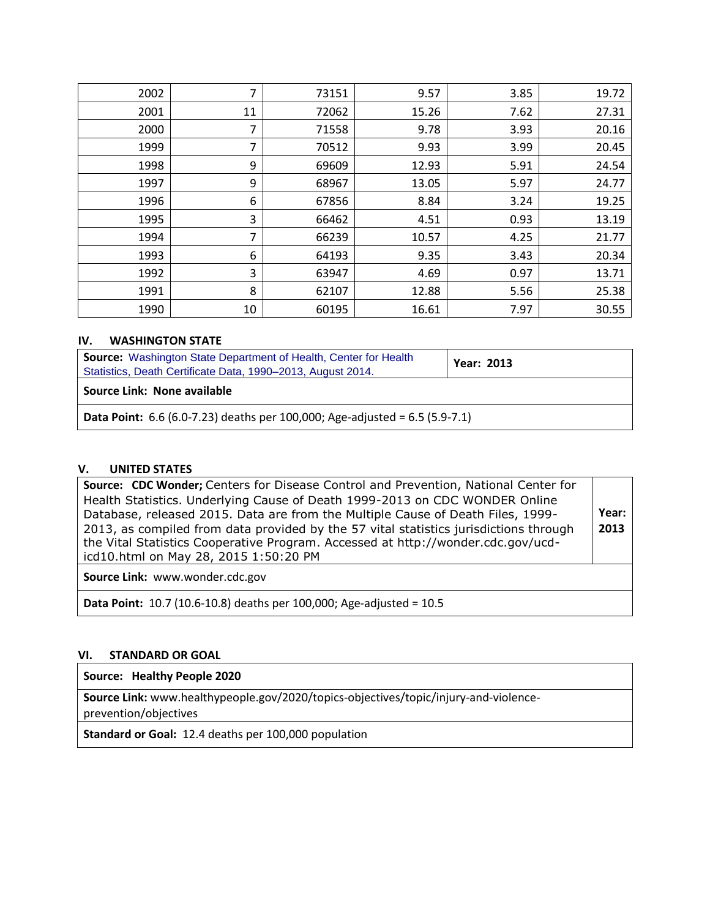| | | | | | |
|---|---|---|---|---|---|
| 2002 | 7 | 73151 | 9.57 | 3.85 | 19.72 |
| 2001 | 11 | 72062 | 15.26 | 7.62 | 27.31 |
| 2000 | 7 | 71558 | 9.78 | 3.93 | 20.16 |
| 1999 | 7 | 70512 | 9.93 | 3.99 | 20.45 |
| 1998 | 9 | 69609 | 12.93 | 5.91 | 24.54 |
| 1997 | 9 | 68967 | 13.05 | 5.97 | 24.77 |
| 1996 | 6 | 67856 | 8.84 | 3.24 | 19.25 |
| 1995 | 3 | 66462 | 4.51 | 0.93 | 13.19 |
| 1994 | 7 | 66239 | 10.57 | 4.25 | 21.77 |
| 1993 | 6 | 64193 | 9.35 | 3.43 | 20.34 |
| 1992 | 3 | 63947 | 4.69 | 0.97 | 13.71 |
| 1991 | 8 | 62107 | 12.88 | 5.56 | 25.38 |
| 1990 | 10 | 60195 | 16.61 | 7.97 | 30.55 |

## IV. WASHINGTON STATE

| | |
|---|---|
| **Source:** Washington State Department of Health, Center for Health Statistics, Death Certificate Data, 1990–2013, August 2014. | **Year: 2013** |
| **Source Link: None available** | |
| **Data Point:** 6.6 (6.0-7.23) deaths per 100,000; Age-adjusted = 6.5 (5.9-7.1) | |

## V. UNITED STATES

| | |
|---|---|
| **Source: CDC Wonder;** Centers for Disease Control and Prevention, National Center for Health Statistics. Underlying Cause of Death 1999-2013 on CDC WONDER Online Database, released 2015. Data are from the Multiple Cause of Death Files, 1999-2013, as compiled from data provided by the 57 vital statistics jurisdictions through the Vital Statistics Cooperative Program. Accessed at http://wonder.cdc.gov/ucd-icd10.html on May 28, 2015 1:50:20 PM | **Year: 2013** |
| **Source Link:** www.wonder.cdc.gov | |
| **Data Point:** 10.7 (10.6-10.8) deaths per 100,000; Age-adjusted = 10.5 | |

## VI. STANDARD OR GOAL

| |
|---|
| **Source: Healthy People 2020** |
| **Source Link:** www.healthypeople.gov/2020/topics-objectives/topic/injury-and-violence-prevention/objectives |
| **Standard or Goal:** 12.4 deaths per 100,000 population |